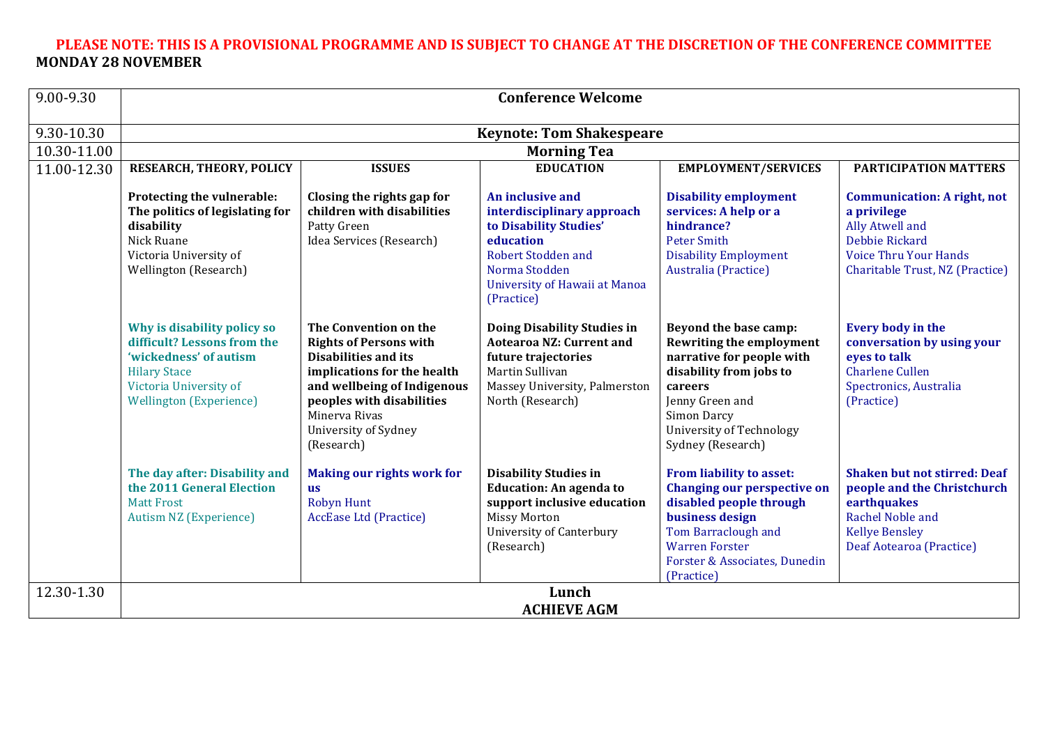**PLEASE NOTE: THIS IS A PROVISIONAL PROGRAMME AND IS SUBJECT TO CHANGE AT THE DISCRETION OF THE CONFERENCE COMMITTEE**

**MONDAY 28 NOVEMBER**

| | | | | | |
|---|---|---|---|---|---|
| 9.00-9.30 | **Conference Welcome** | | | | |
| 9.30-10.30 | **Keynote: Tom Shakespeare** | | | | |
| 10.30-11.00 | **Morning Tea** | | | | |
| 11.00-12.30 | **RESEARCH, THEORY, POLICY** | **ISSUES** | **EDUCATION** | **EMPLOYMENT/SERVICES** | **PARTICIPATION MATTERS** |
| | **Protecting the vulnerable: The politics of legislating for disability** Nick Ruane Victoria University of Wellington (Research) | **Closing the rights gap for children with disabilities** Patty Green Idea Services (Research) | **An inclusive and interdisciplinary approach to Disability Studies' education** Robert Stodden and Norma Stodden University of Hawaii at Manoa (Practice) | **Disability employment services: A help or a hindrance?** Peter Smith Disability Employment Australia (Practice) | **Communication: A right, not a privilege** Ally Atwell and Debbie Rickard Voice Thru Your Hands Charitable Trust, NZ (Practice) |
| | **Why is disability policy so difficult? Lessons from the 'wickedness' of autism** Hilary Stace Victoria University of Wellington (Experience) | **The Convention on the Rights of Persons with Disabilities and its implications for the health and wellbeing of Indigenous peoples with disabilities** Minerva Rivas University of Sydney (Research) | **Doing Disability Studies in Aotearoa NZ: Current and future trajectories** Martin Sullivan Massey University, Palmerston North (Research) | **Beyond the base camp: Rewriting the employment narrative for people with disability from jobs to careers** Jenny Green and Simon Darcy University of Technology Sydney (Research) | **Every body in the conversation by using your eyes to talk** Charlene Cullen Spectronics, Australia (Practice) |
| | **The day after: Disability and the 2011 General Election** Matt Frost Autism NZ (Experience) | **Making our rights work for us** Robyn Hunt AccEase Ltd (Practice) | **Disability Studies in Education: An agenda to support inclusive education** Missy Morton University of Canterbury (Research) | **From liability to asset: Changing our perspective on disabled people through business design** Tom Barraclough and Warren Forster Forster & Associates, Dunedin (Practice) | **Shaken but not stirred: Deaf people and the Christchurch earthquakes** Rachel Noble and Kellye Bensley Deaf Aotearoa (Practice) |
| 12.30-1.30 | **Lunch** **ACHIEVE AGM** | | | | |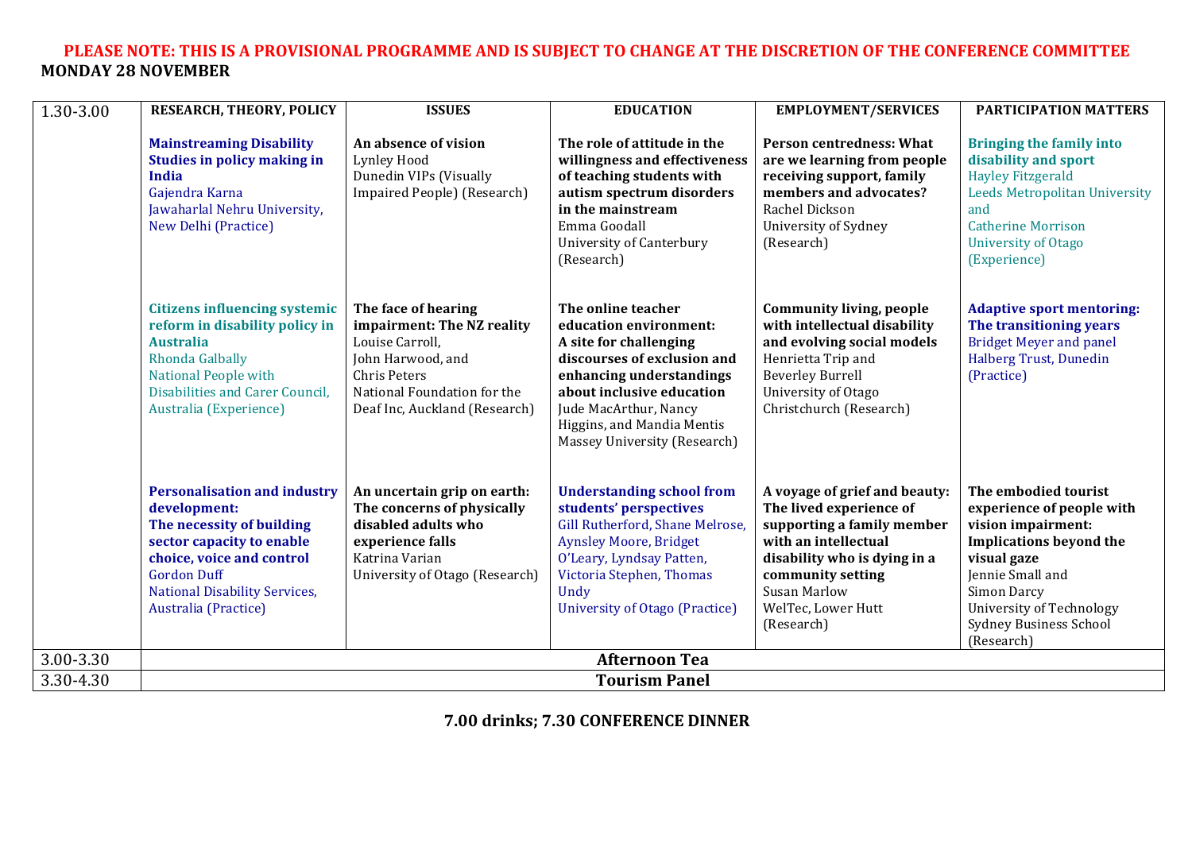**PLEASE NOTE: THIS IS A PROVISIONAL PROGRAMME AND IS SUBJECT TO CHANGE AT THE DISCRETION OF THE CONFERENCE COMMITTEE**

**MONDAY 28 NOVEMBER**

| 1.30-3.00 | RESEARCH, THEORY, POLICY | ISSUES | EDUCATION | EMPLOYMENT/SERVICES | PARTICIPATION MATTERS |
|---|---|---|---|---|---|
| | **Mainstreaming Disability Studies in policy making in India**<br>Gajendra Karna<br>Jawaharlal Nehru University, New Delhi (Practice) | **An absence of vision**<br>Lynley Hood<br>Dunedin VIPs (Visually Impaired People) (Research) | **The role of attitude in the willingness and effectiveness of teaching students with autism spectrum disorders in the mainstream**<br>Emma Goodall<br>University of Canterbury (Research) | **Person centredness: What are we learning from people receiving support, family members and advocates?**<br>Rachel Dickson<br>University of Sydney (Research) | **Bringing the family into disability and sport**<br>Hayley Fitzgerald<br>Leeds Metropolitan University and<br>Catherine Morrison<br>University of Otago (Experience) |
| | **Citizens influencing systemic reform in disability policy in Australia**<br>Rhonda Galbally<br>National People with Disabilities and Carer Council, Australia (Experience) | **The face of hearing impairment: The NZ reality**<br>Louise Carroll,<br>John Harwood, and<br>Chris Peters<br>National Foundation for the Deaf Inc, Auckland (Research) | **The online teacher education environment: A site for challenging discourses of exclusion and enhancing understandings about inclusive education**<br>Jude MacArthur, Nancy Higgins, and Mandia Mentis<br>Massey University (Research) | **Community living, people with intellectual disability and evolving social models**<br>Henrietta Trip and<br>Beverley Burrell<br>University of Otago Christchurch (Research) | **Adaptive sport mentoring: The transitioning years**<br>Bridget Meyer and panel<br>Halberg Trust, Dunedin (Practice) |
| | **Personalisation and industry development: The necessity of building sector capacity to enable choice, voice and control**<br>Gordon Duff<br>National Disability Services, Australia (Practice) | **An uncertain grip on earth: The concerns of physically disabled adults who experience falls**<br>Katrina Varian<br>University of Otago (Research) | **Understanding school from students' perspectives**<br>Gill Rutherford, Shane Melrose, Aynsley Moore, Bridget O'Leary, Lyndsay Patten, Victoria Stephen, Thomas Undy<br>University of Otago (Practice) | **A voyage of grief and beauty: The lived experience of supporting a family member with an intellectual disability who is dying in a community setting**<br>Susan Marlow<br>WelTec, Lower Hutt (Research) | **The embodied tourist experience of people with vision impairment: Implications beyond the visual gaze**<br>Jennie Small and<br>Simon Darcy<br>University of Technology Sydney Business School (Research) |
| 3.00-3.30 | **Afternoon Tea** | | | | |
| 3.30-4.30 | **Tourism Panel** | | | | |

**7.00 drinks; 7.30 CONFERENCE DINNER**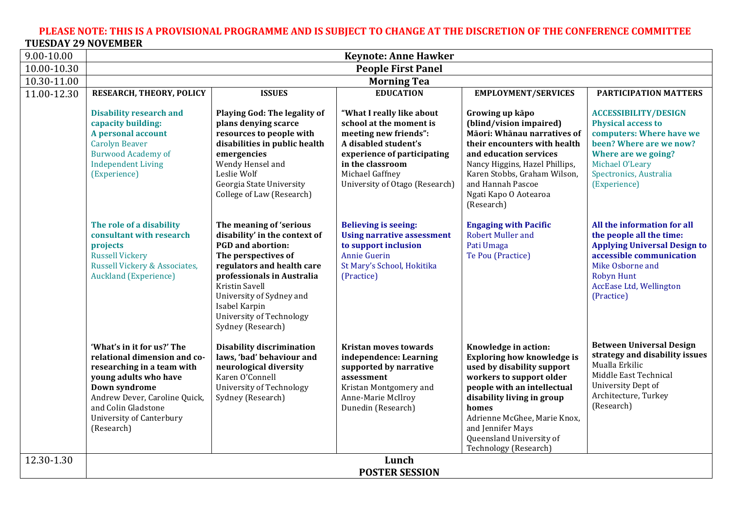**PLEASE NOTE: THIS IS A PROVISIONAL PROGRAMME AND IS SUBJECT TO CHANGE AT THE DISCRETION OF THE CONFERENCE COMMITTEE**

**TUESDAY 29 NOVEMBER**

| | | | | | |
|---|---|---|---|---|---|
| 9.00-10.00 | **Keynote: Anne Hawker** | | | | |
| 10.00-10.30 | **People First Panel** | | | | |
| 10.30-11.00 | **Morning Tea** | | | | |
| 11.00-12.30 | **RESEARCH, THEORY, POLICY** | **ISSUES** | **EDUCATION** | **EMPLOYMENT/SERVICES** | **PARTICIPATION MATTERS** |
| | **Disability research and capacity building: A personal account** Carolyn Beaver Burwood Academy of Independent Living (Experience) | **Playing God: The legality of plans denying scarce resources to people with disabilities in public health emergencies** Wendy Hensel and Leslie Wolf Georgia State University College of Law (Research) | **"What I really like about school at the moment is meeting new friends": A disabled student's experience of participating in the classroom** Michael Gaffney University of Otago (Research) | **Growing up kāpo (blind/vision impaired) Māori: Whānau narratives of their encounters with health and education services** Nancy Higgins, Hazel Phillips, Karen Stobbs, Graham Wilson, and Hannah Pascoe Ngati Kapo O Aotearoa (Research) | **ACCESSIBILITY/DESIGN Physical access to computers: Where have we been? Where are we now? Where are we going?** Michael O'Leary Spectronics, Australia (Experience) |
| | **The role of a disability consultant with research projects** Russell Vickery Russell Vickery & Associates, Auckland (Experience) | **The meaning of 'serious disability' in the context of PGD and abortion: The perspectives of regulators and health care professionals in Australia** Kristin Savell University of Sydney and Isabel Karpin University of Technology Sydney (Research) | **Believing is seeing: Using narrative assessment to support inclusion** Annie Guerin St Mary's School, Hokitika (Practice) | **Engaging with Pacific** Robert Muller and Pati Umaga Te Pou (Practice) | **All the information for all the people all the time: Applying Universal Design to accessible communication** Mike Osborne and Robyn Hunt AccEase Ltd, Wellington (Practice) |
| | **'What's in it for us?' The relational dimension and co-researching in a team with young adults who have Down syndrome** Andrew Dever, Caroline Quick, and Colin Gladstone University of Canterbury (Research) | **Disability discrimination laws, 'bad' behaviour and neurological diversity** Karen O'Connell University of Technology Sydney (Research) | **Kristan moves towards independence: Learning supported by narrative assessment** Kristan Montgomery and Anne-Marie McIlroy Dunedin (Research) | **Knowledge in action: Exploring how knowledge is used by disability support workers to support older people with an intellectual disability living in group homes** Adrienne McGhee, Marie Knox, and Jennifer Mays Queensland University of Technology (Research) | **Between Universal Design strategy and disability issues** Mualla Erkilic Middle East Technical University Dept of Architecture, Turkey (Research) |
| 12.30-1.30 | **Lunch** **POSTER SESSION** | | | | |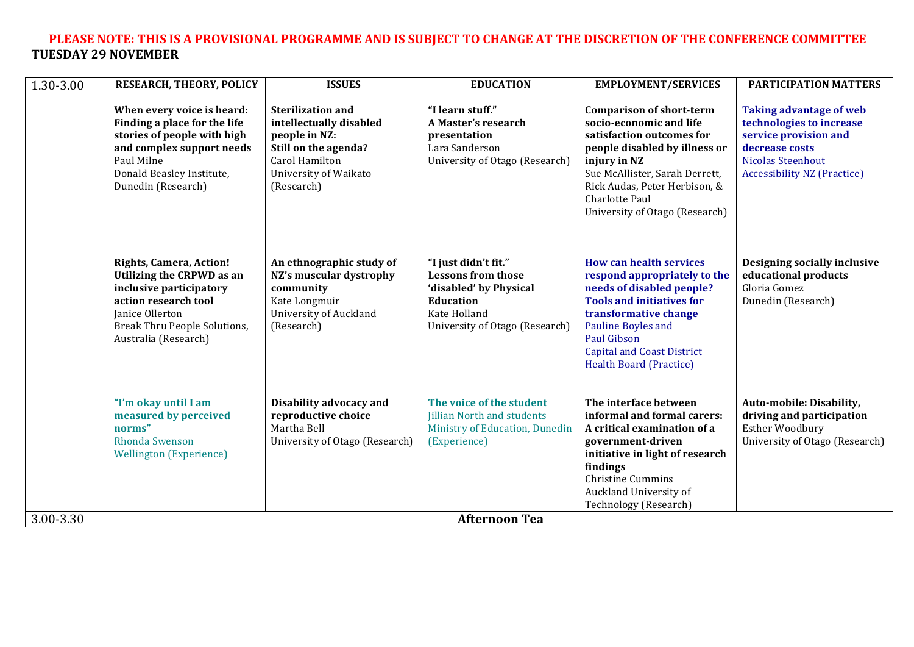**PLEASE NOTE: THIS IS A PROVISIONAL PROGRAMME AND IS SUBJECT TO CHANGE AT THE DISCRETION OF THE CONFERENCE COMMITTEE**

**TUESDAY 29 NOVEMBER**

| 1.30-3.00 | RESEARCH, THEORY, POLICY | ISSUES | EDUCATION | EMPLOYMENT/SERVICES | PARTICIPATION MATTERS |
|---|---|---|---|---|---|
| | **When every voice is heard: Finding a place for the life stories of people with high and complex support needs** Paul Milne Donald Beasley Institute, Dunedin (Research) | **Sterilization and intellectually disabled people in NZ: Still on the agenda?** Carol Hamilton University of Waikato (Research) | **"I learn stuff." A Master's research presentation** Lara Sanderson University of Otago (Research) | **Comparison of short-term socio-economic and life satisfaction outcomes for people disabled by illness or injury in NZ** Sue McAllister, Sarah Derrett, Rick Audas, Peter Herbison, & Charlotte Paul University of Otago (Research) | **Taking advantage of web technologies to increase service provision and decrease costs** Nicolas Steenhout Accessibility NZ (Practice) |
| | **Rights, Camera, Action! Utilizing the CRPWD as an inclusive participatory action research tool** Janice Ollerton Break Thru People Solutions, Australia (Research) | **An ethnographic study of NZ's muscular dystrophy community** Kate Longmuir University of Auckland (Research) | **"I just didn't fit." Lessons from those 'disabled' by Physical Education** Kate Holland University of Otago (Research) | **How can health services respond appropriately to the needs of disabled people? Tools and initiatives for transformative change** Pauline Boyles and Paul Gibson Capital and Coast District Health Board (Practice) | **Designing socially inclusive educational products** Gloria Gomez Dunedin (Research) |
| | **"I'm okay until I am measured by perceived norms"** Rhonda Swenson Wellington (Experience) | **Disability advocacy and reproductive choice** Martha Bell University of Otago (Research) | **The voice of the student** Jillian North and students Ministry of Education, Dunedin (Experience) | **The interface between informal and formal carers: A critical examination of a government-driven initiative in light of research findings** Christine Cummins Auckland University of Technology (Research) | **Auto-mobile: Disability, driving and participation** Esther Woodbury University of Otago (Research) |
| 3.00-3.30 | **Afternoon Tea** | | | | |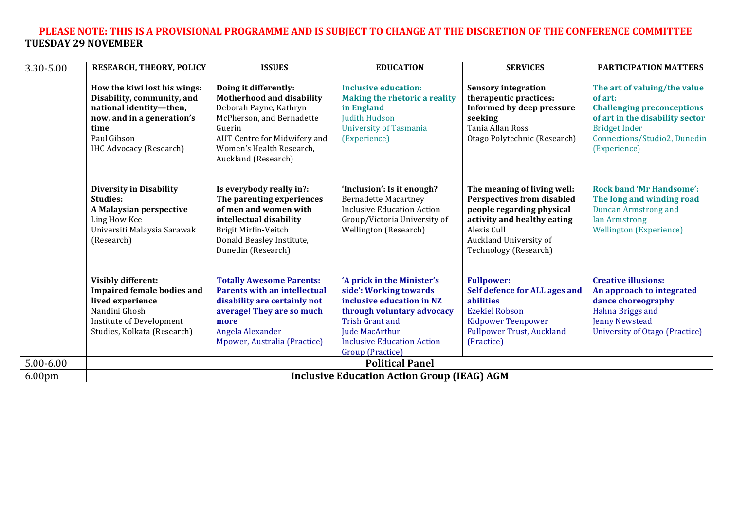**PLEASE NOTE: THIS IS A PROVISIONAL PROGRAMME AND IS SUBJECT TO CHANGE AT THE DISCRETION OF THE CONFERENCE COMMITTEE**

**TUESDAY 29 NOVEMBER**

| 3.30-5.00 | RESEARCH, THEORY, POLICY | ISSUES | EDUCATION | SERVICES | PARTICIPATION MATTERS |
|---|---|---|---|---|---|
| | **How the kiwi lost his wings: Disability, community, and national identity—then, now, and in a generation's time** Paul Gibson IHC Advocacy (Research) | **Doing it differently: Motherhood and disability** Deborah Payne, Kathryn McPherson, and Bernadette Guerin AUT Centre for Midwifery and Women's Health Research, Auckland (Research) | **Inclusive education: Making the rhetoric a reality in England** Judith Hudson University of Tasmania (Experience) | **Sensory integration therapeutic practices: Informed by deep pressure seeking** Tania Allan Ross Otago Polytechnic (Research) | **The art of valuing/the value of art: Challenging preconceptions of art in the disability sector** Bridget Inder Connections/Studio2, Dunedin (Experience) |
| | **Diversity in Disability Studies: A Malaysian perspective** Ling How Kee Universiti Malaysia Sarawak (Research) | **Is everybody really in?: The parenting experiences of men and women with intellectual disability** Brigit Mirfin-Veitch Donald Beasley Institute, Dunedin (Research) | **'Inclusion': Is it enough?** Bernadette Macartney Inclusive Education Action Group/Victoria University of Wellington (Research) | **The meaning of living well: Perspectives from disabled people regarding physical activity and healthy eating** Alexis Cull Auckland University of Technology (Research) | **Rock band 'Mr Handsome': The long and winding road** Duncan Armstrong and Ian Armstrong Wellington (Experience) |
| | **Visibly different: Impaired female bodies and lived experience** Nandini Ghosh Institute of Development Studies, Kolkata (Research) | **Totally Awesome Parents: Parents with an intellectual disability are certainly not average! They are so much more** Angela Alexander Mpower, Australia (Practice) | **'A prick in the Minister's side': Working towards inclusive education in NZ through voluntary advocacy** Trish Grant and Jude MacArthur Inclusive Education Action Group (Practice) | **Fullpower: Self defence for ALL ages and abilities** Ezekiel Robson Kidpower Teenpower Fullpower Trust, Auckland (Practice) | **Creative illusions: An approach to integrated dance choreography** Hahna Briggs and Jenny Newstead University of Otago (Practice) |
| 5.00-6.00 | **Political Panel** | | | | |
| 6.00pm | **Inclusive Education Action Group (IEAG) AGM** | | | | |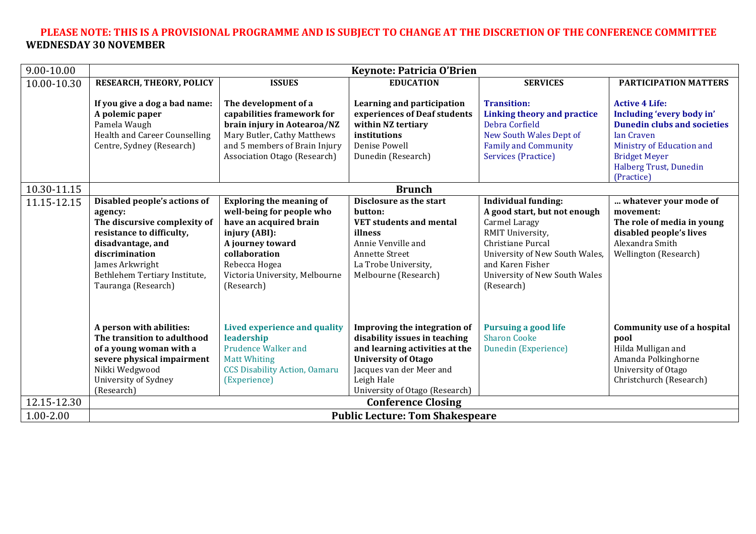**PLEASE NOTE: THIS IS A PROVISIONAL PROGRAMME AND IS SUBJECT TO CHANGE AT THE DISCRETION OF THE CONFERENCE COMMITTEE**

**WEDNESDAY 30 NOVEMBER**

| | | | | | |
|---|---|---|---|---|---|
| 9.00-10.00 | **Keynote: Patricia O'Brien** | | | | |
| 10.00-10.30 | **RESEARCH, THEORY, POLICY**<br><br>**If you give a dog a bad name: A polemic paper**<br>Pamela Waugh<br>Health and Career Counselling Centre, Sydney (Research) | **ISSUES**<br><br>**The development of a capabilities framework for brain injury in Aotearoa/NZ**<br>Mary Butler, Cathy Matthews and 5 members of Brain Injury Association Otago (Research) | **EDUCATION**<br><br>**Learning and participation experiences of Deaf students within NZ tertiary institutions**<br>Denise Powell<br>Dunedin (Research) | **SERVICES**<br><br>**Transition: Linking theory and practice**<br>Debra Corfield<br>New South Wales Dept of Family and Community Services (Practice) | **PARTICIPATION MATTERS**<br><br>**Active 4 Life: Including 'every body in' Dunedin clubs and societies**<br>Ian Craven<br>Ministry of Education and Bridget Meyer<br>Halberg Trust, Dunedin (Practice) |
| 10.30-11.15 | **Brunch** | | | | |
| 11.15-12.15 | **Disabled people's actions of agency: The discursive complexity of resistance to difficulty, disadvantage, and discrimination**<br>James Arkwright<br>Bethlehem Tertiary Institute, Tauranga (Research)<br><br>**A person with abilities: The transition to adulthood of a young woman with a severe physical impairment**<br>Nikki Wedgwood<br>University of Sydney (Research) | **Exploring the meaning of well-being for people who have an acquired brain injury (ABI): A journey toward collaboration**<br>Rebecca Hogea<br>Victoria University, Melbourne (Research)<br><br>**Lived experience and quality leadership**<br>Prudence Walker and Matt Whiting<br>CCS Disability Action, Oamaru (Experience) | **Disclosure as the start button: VET students and mental illness**<br>Annie Venville and Annette Street<br>La Trobe University, Melbourne (Research)<br><br>**Improving the integration of disability issues in teaching and learning activities at the University of Otago**<br>Jacques van der Meer and Leigh Hale<br>University of Otago (Research) | **Individual funding: A good start, but not enough**<br>Carmel Laragy<br>RMIT University, Christiane Purcal<br>University of New South Wales, and Karen Fisher<br>University of New South Wales (Research)<br><br>**Pursuing a good life**<br>Sharon Cooke<br>Dunedin (Experience) | **... whatever your mode of movement: The role of media in young disabled people's lives**<br>Alexandra Smith<br>Wellington (Research)<br><br>**Community use of a hospital pool**<br>Hilda Mulligan and Amanda Polkinghorne<br>University of Otago Christchurch (Research) |
| 12.15-12.30 | **Conference Closing** | | | | |
| 1.00-2.00 | **Public Lecture: Tom Shakespeare** | | | | |